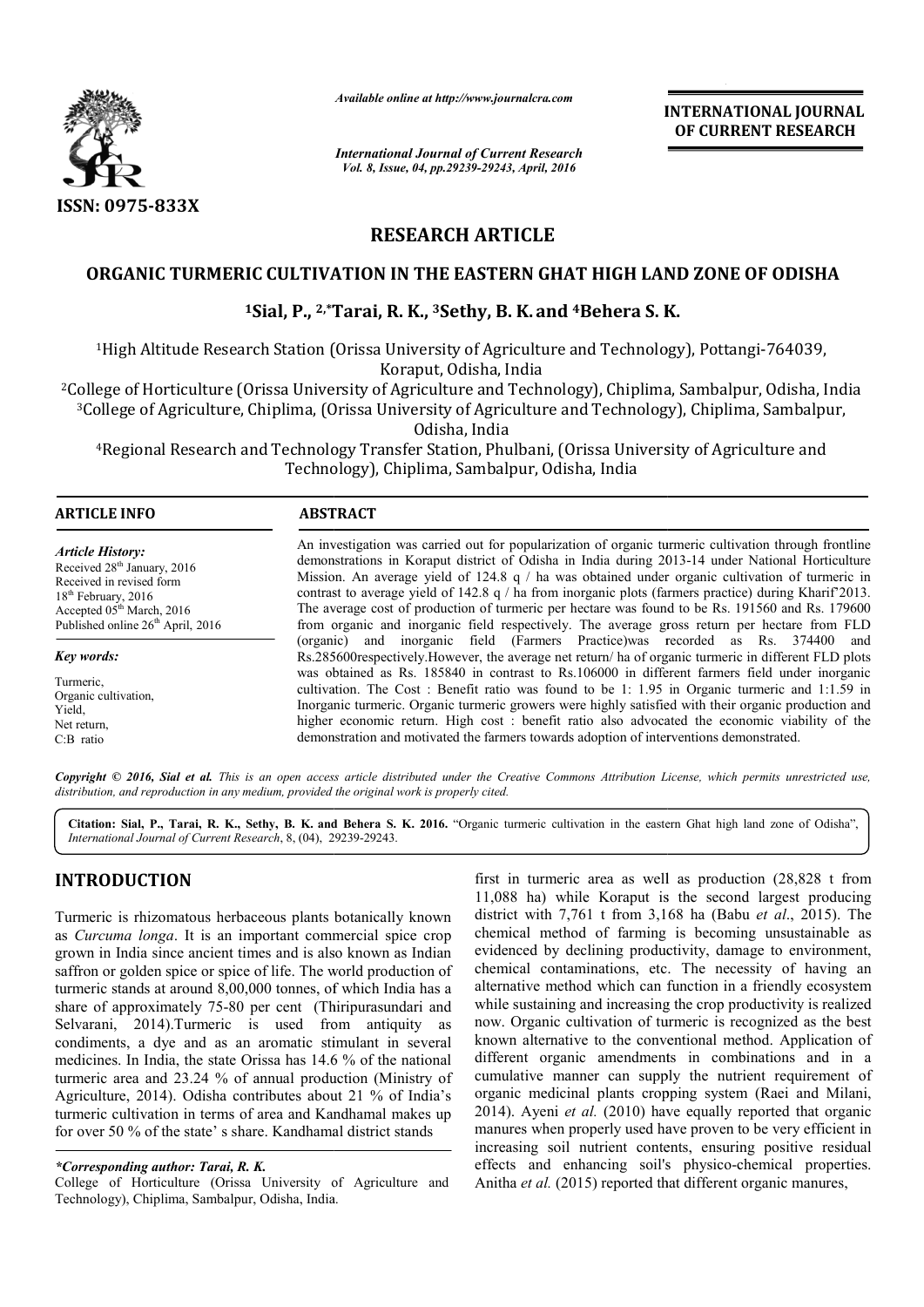RESEARCH ARTICLE

# ORGANIC TURMERIC CULTIVATION IN THE EASTERN GHAT HIGH LAND ZONE OF ODISHA

**[1]Sial, P., [2,*]Tarai, R. K., [3]Sethy, B. K. and [4]Behera S. K.**

[1]High Altitude Research Station (Orissa University of Agriculture and Technology), Pottangi-764039, Koraput, Odisha, India

[2]College of Horticulture (Orissa University of Agriculture and Technology), Chiplima, Sambalpur, Odisha, India

[3]College of Agriculture, Chiplima, (Orissa University of Agriculture and Technology), Chiplima, Sambalpur, Odisha, India

[4]Regional Research and Technology Transfer Station, Phulbani, (Orissa University of Agriculture and Technology), Chiplima, Sambalpur, Odisha, India

## ARTICLE INFO

*Article History:*

Received 28th January, 2016
Received in revised form 18th February, 2016
Accepted 05th March, 2016
Published online 26th April, 2016

*Key words:*

Turmeric,
Organic cultivation,
Yield,
Net return,
C:B ratio

## ABSTRACT

An investigation was carried out for popularization of organic turmeric cultivation through frontline demonstrations in Koraput district of Odisha in India during 2013-14 under National Horticulture Mission. An average yield of 124.8 q / ha was obtained under organic cultivation of turmeric in contrast to average yield of 142.8 q / ha from inorganic plots (farmers practice) during Kharif'2013. The average cost of production of turmeric per hectare was found to be Rs. 191560 and Rs. 179600 from organic and inorganic field respectively. The average gross return per hectare from FLD (organic) and inorganic field (Farmers Practice)was recorded as Rs. 374400 and Rs.285600respectively.However, the average net return/ ha of organic turmeric in different FLD plots was obtained as Rs. 185840 in contrast to Rs.106000 in different farmers field under inorganic cultivation. The Cost : Benefit ratio was found to be 1: 1.95 in Organic turmeric and 1:1.59 in Inorganic turmeric. Organic turmeric growers were highly satisfied with their organic production and higher economic return. High cost : benefit ratio also advocated the economic viability of the demonstration and motivated the farmers towards adoption of interventions demonstrated.

*Copyright © 2016, Sial et al. This is an open access article distributed under the Creative Commons Attribution License, which permits unrestricted use, distribution, and reproduction in any medium, provided the original work is properly cited.*

**Citation: Sial, P., Tarai, R. K., Sethy, B. K. and Behera S. K. 2016.** "Organic turmeric cultivation in the eastern Ghat high land zone of Odisha", *International Journal of Current Research*, 8, (04), 29239-29243.

## INTRODUCTION

Turmeric is rhizomatous herbaceous plants botanically known as *Curcuma longa*. It is an important commercial spice crop grown in India since ancient times and is also known as Indian saffron or golden spice or spice of life. The world production of turmeric stands at around 8,00,000 tonnes, of which India has a share of approximately 75-80 per cent (Thiripurasundari and Selvarani, 2014).Turmeric is used from antiquity as condiments, a dye and as an aromatic stimulant in several medicines. In India, the state Orissa has 14.6 % of the national turmeric area and 23.24 % of annual production (Ministry of Agriculture, 2014). Odisha contributes about 21 % of India's turmeric cultivation in terms of area and Kandhamal makes up for over 50 % of the state' s share. Kandhamal district stands first in turmeric area as well as production (28,828 t from 11,088 ha) while Koraput is the second largest producing district with 7,761 t from 3,168 ha (Babu *et al*., 2015). The chemical method of farming is becoming unsustainable as evidenced by declining productivity, damage to environment, chemical contaminations, etc. The necessity of having an alternative method which can function in a friendly ecosystem while sustaining and increasing the crop productivity is realized now. Organic cultivation of turmeric is recognized as the best known alternative to the conventional method. Application of different organic amendments in combinations and in a cumulative manner can supply the nutrient requirement of organic medicinal plants cropping system (Raei and Milani, 2014). Ayeni *et al.* (2010) have equally reported that organic manures when properly used have proven to be very efficient in increasing soil nutrient contents, ensuring positive residual effects and enhancing soil's physico-chemical properties. Anitha *et al.* (2015) reported that different organic manures,

*\*Corresponding author: Tarai, R. K.*
College of Horticulture (Orissa University of Agriculture and Technology), Chiplima, Sambalpur, Odisha, India.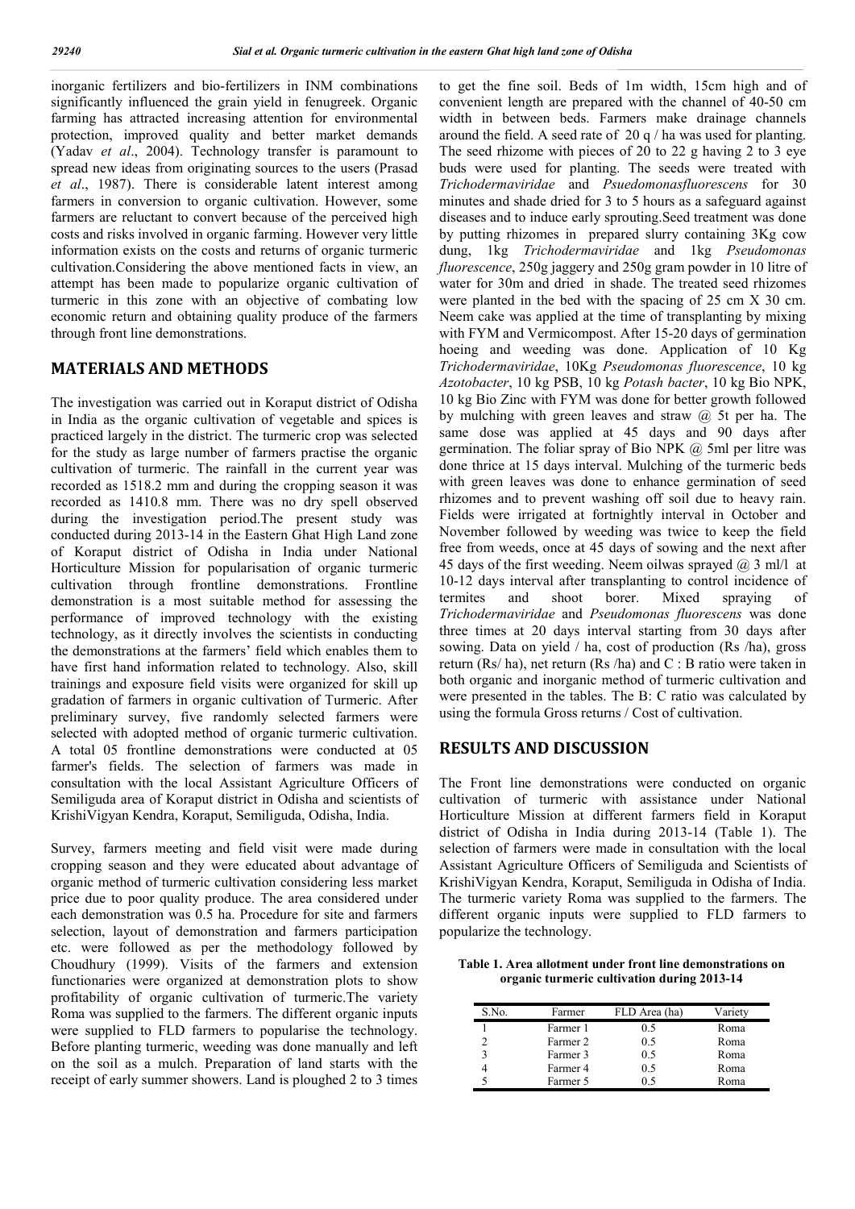inorganic fertilizers and bio-fertilizers in INM combinations significantly influenced the grain yield in fenugreek. Organic farming has attracted increasing attention for environmental protection, improved quality and better market demands (Yadav *et al*., 2004). Technology transfer is paramount to spread new ideas from originating sources to the users (Prasad *et al*., 1987). There is considerable latent interest among farmers in conversion to organic cultivation. However, some farmers are reluctant to convert because of the perceived high costs and risks involved in organic farming. However very little information exists on the costs and returns of organic turmeric cultivation.Considering the above mentioned facts in view, an attempt has been made to popularize organic cultivation of turmeric in this zone with an objective of combating low economic return and obtaining quality produce of the farmers through front line demonstrations.

## MATERIALS AND METHODS

The investigation was carried out in Koraput district of Odisha in India as the organic cultivation of vegetable and spices is practiced largely in the district. The turmeric crop was selected for the study as large number of farmers practise the organic cultivation of turmeric. The rainfall in the current year was recorded as 1518.2 mm and during the cropping season it was recorded as 1410.8 mm. There was no dry spell observed during the investigation period.The present study was conducted during 2013-14 in the Eastern Ghat High Land zone of Koraput district of Odisha in India under National Horticulture Mission for popularisation of organic turmeric cultivation through frontline demonstrations. Frontline demonstration is a most suitable method for assessing the performance of improved technology with the existing technology, as it directly involves the scientists in conducting the demonstrations at the farmers' field which enables them to have first hand information related to technology. Also, skill trainings and exposure field visits were organized for skill up gradation of farmers in organic cultivation of Turmeric. After preliminary survey, five randomly selected farmers were selected with adopted method of organic turmeric cultivation. A total 05 frontline demonstrations were conducted at 05 farmer's fields. The selection of farmers was made in consultation with the local Assistant Agriculture Officers of Semiliguda area of Koraput district in Odisha and scientists of KrishiVigyan Kendra, Koraput, Semiliguda, Odisha, India.

Survey, farmers meeting and field visit were made during cropping season and they were educated about advantage of organic method of turmeric cultivation considering less market price due to poor quality produce. The area considered under each demonstration was 0.5 ha. Procedure for site and farmers selection, layout of demonstration and farmers participation etc. were followed as per the methodology followed by Choudhury (1999). Visits of the farmers and extension functionaries were organized at demonstration plots to show profitability of organic cultivation of turmeric.The variety Roma was supplied to the farmers. The different organic inputs were supplied to FLD farmers to popularise the technology. Before planting turmeric, weeding was done manually and left on the soil as a mulch. Preparation of land starts with the receipt of early summer showers. Land is ploughed 2 to 3 times to get the fine soil. Beds of 1m width, 15cm high and of convenient length are prepared with the channel of 40-50 cm width in between beds. Farmers make drainage channels around the field. A seed rate of 20 q / ha was used for planting. The seed rhizome with pieces of 20 to 22 g having 2 to 3 eye buds were used for planting. The seeds were treated with *Trichodermaviridae* and *Psuedomonasfluorescens* for 30 minutes and shade dried for 3 to 5 hours as a safeguard against diseases and to induce early sprouting.Seed treatment was done by putting rhizomes in prepared slurry containing 3Kg cow dung, 1kg *Trichodermaviridae* and 1kg *Pseudomonas fluorescence*, 250g jaggery and 250g gram powder in 10 litre of water for 30m and dried in shade. The treated seed rhizomes were planted in the bed with the spacing of 25 cm X 30 cm. Neem cake was applied at the time of transplanting by mixing with FYM and Vermicompost. After 15-20 days of germination hoeing and weeding was done. Application of 10 Kg *Trichodermaviridae*, 10Kg *Pseudomonas fluorescence*, 10 kg *Azotobacter*, 10 kg PSB, 10 kg *Potash bacter*, 10 kg Bio NPK, 10 kg Bio Zinc with FYM was done for better growth followed by mulching with green leaves and straw @ 5t per ha. The same dose was applied at 45 days and 90 days after germination. The foliar spray of Bio NPK @ 5ml per litre was done thrice at 15 days interval. Mulching of the turmeric beds with green leaves was done to enhance germination of seed rhizomes and to prevent washing off soil due to heavy rain. Fields were irrigated at fortnightly interval in October and November followed by weeding was twice to keep the field free from weeds, once at 45 days of sowing and the next after 45 days of the first weeding. Neem oilwas sprayed @ 3 ml/l at 10-12 days interval after transplanting to control incidence of termites and shoot borer. Mixed spraying of *Trichodermaviridae* and *Pseudomonas fluorescens* was done three times at 20 days interval starting from 30 days after sowing. Data on yield / ha, cost of production (Rs /ha), gross return (Rs/ ha), net return (Rs /ha) and C : B ratio were taken in both organic and inorganic method of turmeric cultivation and were presented in the tables. The B: C ratio was calculated by using the formula Gross returns / Cost of cultivation.

## RESULTS AND DISCUSSION

The Front line demonstrations were conducted on organic cultivation of turmeric with assistance under National Horticulture Mission at different farmers field in Koraput district of Odisha in India during 2013-14 (Table 1). The selection of farmers were made in consultation with the local Assistant Agriculture Officers of Semiliguda and Scientists of KrishiVigyan Kendra, Koraput, Semiliguda in Odisha of India. The turmeric variety Roma was supplied to the farmers. The different organic inputs were supplied to FLD farmers to popularize the technology.

**Table 1. Area allotment under front line demonstrations on organic turmeric cultivation during 2013-14**

| S.No. | Farmer | FLD Area (ha) | Variety |
|---|---|---|---|
| 1 | Farmer 1 | 0.5 | Roma |
| 2 | Farmer 2 | 0.5 | Roma |
| 3 | Farmer 3 | 0.5 | Roma |
| 4 | Farmer 4 | 0.5 | Roma |
| 5 | Farmer 5 | 0.5 | Roma |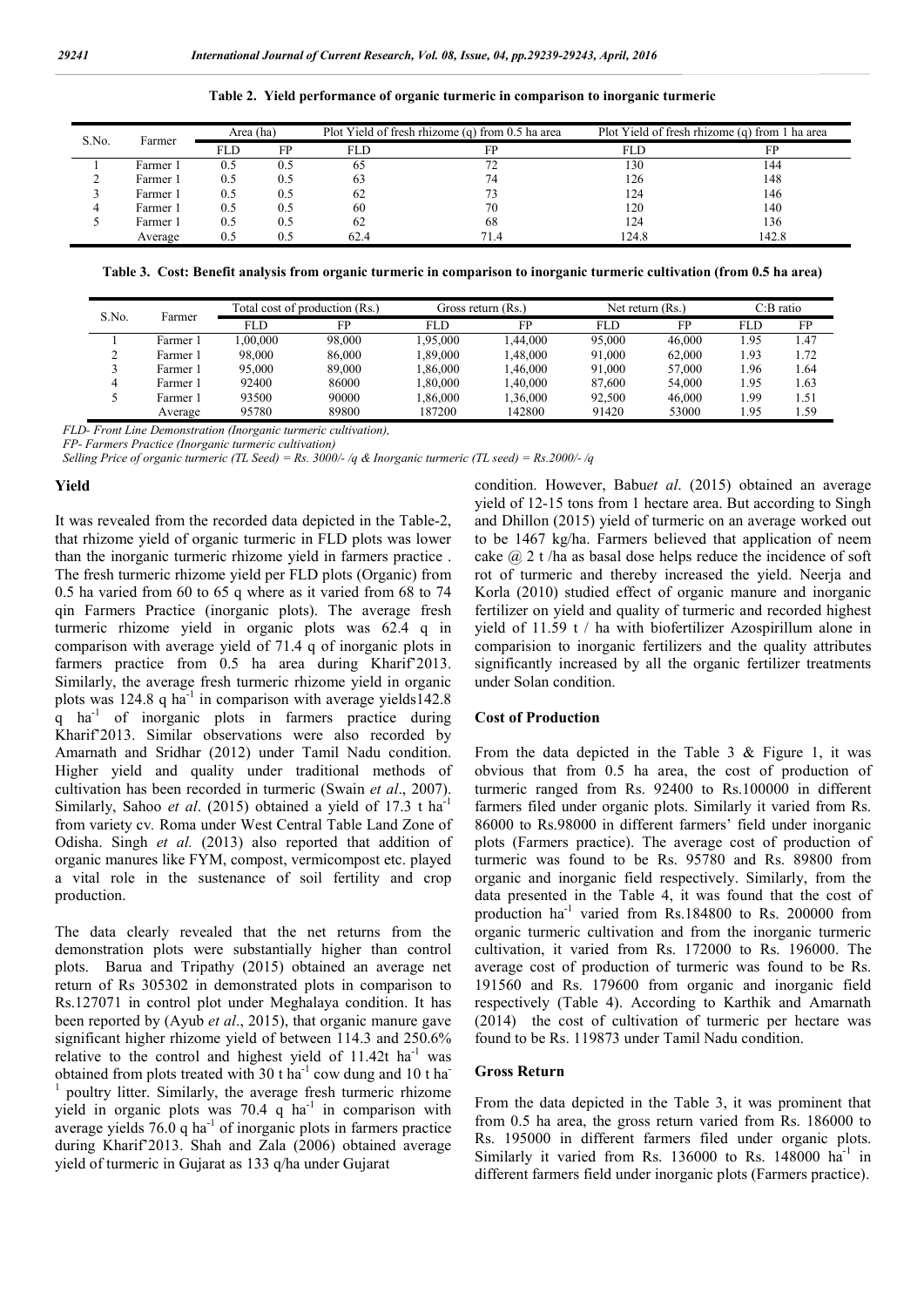**Table 2. Yield performance of organic turmeric in comparison to inorganic turmeric**

| S.No. | Farmer | Area (ha) | | Plot Yield of fresh rhizome (q) from 0.5 ha area | | Plot Yield of fresh rhizome (q) from 1 ha area | |
|---|---|---|---|---|---|---|---|
| | | FLD | FP | FLD | FP | FLD | FP |
| 1 | Farmer 1 | 0.5 | 0.5 | 65 | 72 | 130 | 144 |
| 2 | Farmer 1 | 0.5 | 0.5 | 63 | 74 | 126 | 148 |
| 3 | Farmer 1 | 0.5 | 0.5 | 62 | 73 | 124 | 146 |
| 4 | Farmer 1 | 0.5 | 0.5 | 60 | 70 | 120 | 140 |
| 5 | Farmer 1 | 0.5 | 0.5 | 62 | 68 | 124 | 136 |
| | Average | 0.5 | 0.5 | 62.4 | 71.4 | 124.8 | 142.8 |

**Table 3. Cost: Benefit analysis from organic turmeric in comparison to inorganic turmeric cultivation (from 0.5 ha area)**

| S.No. | Farmer | Total cost of production (Rs.) | | Gross return (Rs.) | | Net return (Rs.) | | C:B ratio | |
|---|---|---|---|---|---|---|---|---|---|
| | | FLD | FP | FLD | FP | FLD | FP | FLD | FP |
| 1 | Farmer 1 | 1,00,000 | 98,000 | 1,95,000 | 1,44,000 | 95,000 | 46,000 | 1.95 | 1.47 |
| 2 | Farmer 1 | 98,000 | 86,000 | 1,89,000 | 1,48,000 | 91,000 | 62,000 | 1.93 | 1.72 |
| 3 | Farmer 1 | 95,000 | 89,000 | 1,86,000 | 1,46,000 | 91,000 | 57,000 | 1.96 | 1.64 |
| 4 | Farmer 1 | 92400 | 86000 | 1,80,000 | 1,40,000 | 87,600 | 54,000 | 1.95 | 1.63 |
| 5 | Farmer 1 | 93500 | 90000 | 1,86,000 | 1,36,000 | 92,500 | 46,000 | 1.99 | 1.51 |
| | Average | 95780 | 89800 | 187200 | 142800 | 91420 | 53000 | 1.95 | 1.59 |

*FLD- Front Line Demonstration (Inorganic turmeric cultivation),*

*FP- Farmers Practice (Inorganic turmeric cultivation)*

*Selling Price of organic turmeric (TL Seed) = Rs. 3000/- /q & Inorganic turmeric (TL seed) = Rs.2000/- /q*

## Yield

It was revealed from the recorded data depicted in the Table-2, that rhizome yield of organic turmeric in FLD plots was lower than the inorganic turmeric rhizome yield in farmers practice . The fresh turmeric rhizome yield per FLD plots (Organic) from 0.5 ha varied from 60 to 65 q where as it varied from 68 to 74 qin Farmers Practice (inorganic plots). The average fresh turmeric rhizome yield in organic plots was 62.4 q in comparison with average yield of 71.4 q of inorganic plots in farmers practice from 0.5 ha area during Kharif'2013. Similarly, the average fresh turmeric rhizome yield in organic plots was 124.8 q $ha^{-1}$ in comparison with average yields142.8 q $ha^{-1}$ of inorganic plots in farmers practice during Kharif'2013. Similar observations were also recorded by Amarnath and Sridhar (2012) under Tamil Nadu condition. Higher yield and quality under traditional methods of cultivation has been recorded in turmeric (Swain *et al*., 2007). Similarly, Sahoo *et al*. (2015) obtained a yield of 17.3 t $ha^{-1}$ from variety cv. Roma under West Central Table Land Zone of Odisha. Singh *et al.* (2013) also reported that addition of organic manures like FYM, compost, vermicompost etc. played a vital role in the sustenance of soil fertility and crop production.

The data clearly revealed that the net returns from the demonstration plots were substantially higher than control plots. Barua and Tripathy (2015) obtained an average net return of Rs 305302 in demonstrated plots in comparison to Rs.127071 in control plot under Meghalaya condition. It has been reported by (Ayub *et al*., 2015), that organic manure gave significant higher rhizome yield of between 114.3 and 250.6% relative to the control and highest yield of 11.42t $ha^{-1}$ was obtained from plots treated with 30 t $ha^{-1}$ cow dung and 10 t $ha^{-1}$ poultry litter. Similarly, the average fresh turmeric rhizome yield in organic plots was 70.4 q $ha^{-1}$ in comparison with average yields 76.0 q $ha^{-1}$ of inorganic plots in farmers practice during Kharif'2013. Shah and Zala (2006) obtained average yield of turmeric in Gujarat as 133 q/ha under Gujarat condition. However, Babu*et al*. (2015) obtained an average yield of 12-15 tons from 1 hectare area. But according to Singh and Dhillon (2015) yield of turmeric on an average worked out to be 1467 kg/ha. Farmers believed that application of neem cake @ 2 t /ha as basal dose helps reduce the incidence of soft rot of turmeric and thereby increased the yield. Neerja and Korla (2010) studied effect of organic manure and inorganic fertilizer on yield and quality of turmeric and recorded highest yield of 11.59 t / ha with biofertilizer Azospirillum alone in comparision to inorganic fertilizers and the quality attributes significantly increased by all the organic fertilizer treatments under Solan condition.

## Cost of Production

From the data depicted in the Table 3 & Figure 1, it was obvious that from 0.5 ha area, the cost of production of turmeric ranged from Rs. 92400 to Rs.100000 in different farmers filed under organic plots. Similarly it varied from Rs. 86000 to Rs.98000 in different farmers' field under inorganic plots (Farmers practice). The average cost of production of turmeric was found to be Rs. 95780 and Rs. 89800 from organic and inorganic field respectively. Similarly, from the data presented in the Table 4, it was found that the cost of production $ha^{-1}$ varied from Rs.184800 to Rs. 200000 from organic turmeric cultivation and from the inorganic turmeric cultivation, it varied from Rs. 172000 to Rs. 196000. The average cost of production of turmeric was found to be Rs. 191560 and Rs. 179600 from organic and inorganic field respectively (Table 4). According to Karthik and Amarnath (2014) the cost of cultivation of turmeric per hectare was found to be Rs. 119873 under Tamil Nadu condition.

## Gross Return

From the data depicted in the Table 3, it was prominent that from 0.5 ha area, the gross return varied from Rs. 186000 to Rs. 195000 in different farmers filed under organic plots. Similarly it varied from Rs. 136000 to Rs. 148000 $ha^{-1}$ in different farmers field under inorganic plots (Farmers practice).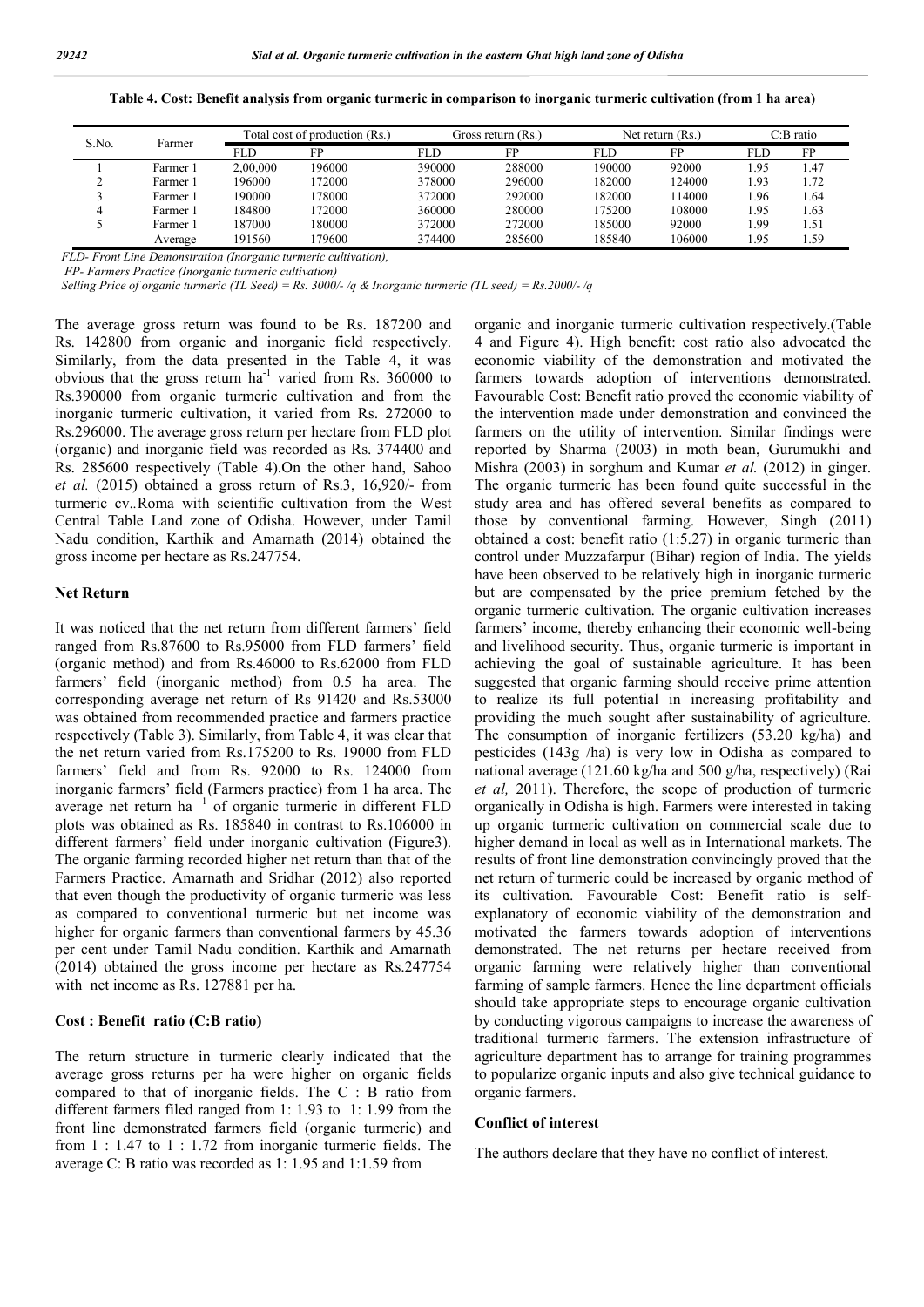**Table 4. Cost: Benefit analysis from organic turmeric in comparison to inorganic turmeric cultivation (from 1 ha area)**

| S.No. | Farmer | Total cost of production (Rs.) | | Gross return (Rs.) | | Net return (Rs.) | | C:B ratio | |
|---|---|---|---|---|---|---|---|---|---|
| | | FLD | FP | FLD | FP | FLD | FP | FLD | FP |
| 1 | Farmer 1 | 2,00,000 | 196000 | 390000 | 288000 | 190000 | 92000 | 1.95 | 1.47 |
| 2 | Farmer 1 | 196000 | 172000 | 378000 | 296000 | 182000 | 124000 | 1.93 | 1.72 |
| 3 | Farmer 1 | 190000 | 178000 | 372000 | 292000 | 182000 | 114000 | 1.96 | 1.64 |
| 4 | Farmer 1 | 184800 | 172000 | 360000 | 280000 | 175200 | 108000 | 1.95 | 1.63 |
| 5 | Farmer 1 | 187000 | 180000 | 372000 | 272000 | 185000 | 92000 | 1.99 | 1.51 |
| | Average | 191560 | 179600 | 374400 | 285600 | 185840 | 106000 | 1.95 | 1.59 |

*FLD- Front Line Demonstration (Inorganic turmeric cultivation),*

*FP- Farmers Practice (Inorganic turmeric cultivation)*

*Selling Price of organic turmeric (TL Seed) = Rs. 3000/- /q & Inorganic turmeric (TL seed) = Rs.2000/- /q*

The average gross return was found to be Rs. 187200 and Rs. 142800 from organic and inorganic field respectively. Similarly, from the data presented in the Table 4, it was obvious that the gross return ha$^{-1}$ varied from Rs. 360000 to Rs.390000 from organic turmeric cultivation and from the inorganic turmeric cultivation, it varied from Rs. 272000 to Rs.296000. The average gross return per hectare from FLD plot (organic) and inorganic field was recorded as Rs. 374400 and Rs. 285600 respectively (Table 4).On the other hand, Sahoo *et al.* (2015) obtained a gross return of Rs.3, 16,920/- from turmeric cv..Roma with scientific cultivation from the West Central Table Land zone of Odisha. However, under Tamil Nadu condition, Karthik and Amarnath (2014) obtained the gross income per hectare as Rs.247754.

## Net Return

It was noticed that the net return from different farmers' field ranged from Rs.87600 to Rs.95000 from FLD farmers' field (organic method) and from Rs.46000 to Rs.62000 from FLD farmers' field (inorganic method) from 0.5 ha area. The corresponding average net return of Rs 91420 and Rs.53000 was obtained from recommended practice and farmers practice respectively (Table 3). Similarly, from Table 4, it was clear that the net return varied from Rs.175200 to Rs. 19000 from FLD farmers' field and from Rs. 92000 to Rs. 124000 from inorganic farmers' field (Farmers practice) from 1 ha area. The average net return ha $^{-1}$ of organic turmeric in different FLD plots was obtained as Rs. 185840 in contrast to Rs.106000 in different farmers' field under inorganic cultivation (Figure3). The organic farming recorded higher net return than that of the Farmers Practice. Amarnath and Sridhar (2012) also reported that even though the productivity of organic turmeric was less as compared to conventional turmeric but net income was higher for organic farmers than conventional farmers by 45.36 per cent under Tamil Nadu condition. Karthik and Amarnath (2014) obtained the gross income per hectare as Rs.247754 with net income as Rs. 127881 per ha.

## Cost : Benefit ratio (C:B ratio)

The return structure in turmeric clearly indicated that the average gross returns per ha were higher on organic fields compared to that of inorganic fields. The C : B ratio from different farmers filed ranged from 1: 1.93 to 1: 1.99 from the front line demonstrated farmers field (organic turmeric) and from 1 : 1.47 to 1 : 1.72 from inorganic turmeric fields. The average C: B ratio was recorded as 1: 1.95 and 1:1.59 from organic and inorganic turmeric cultivation respectively.(Table 4 and Figure 4). High benefit: cost ratio also advocated the economic viability of the demonstration and motivated the farmers towards adoption of interventions demonstrated. Favourable Cost: Benefit ratio proved the economic viability of the intervention made under demonstration and convinced the farmers on the utility of intervention. Similar findings were reported by Sharma (2003) in moth bean, Gurumukhi and Mishra (2003) in sorghum and Kumar *et al.* (2012) in ginger. The organic turmeric has been found quite successful in the study area and has offered several benefits as compared to those by conventional farming. However, Singh (2011) obtained a cost: benefit ratio (1:5.27) in organic turmeric than control under Muzzafarpur (Bihar) region of India. The yields have been observed to be relatively high in inorganic turmeric but are compensated by the price premium fetched by the organic turmeric cultivation. The organic cultivation increases farmers' income, thereby enhancing their economic well-being and livelihood security. Thus, organic turmeric is important in achieving the goal of sustainable agriculture. It has been suggested that organic farming should receive prime attention to realize its full potential in increasing profitability and providing the much sought after sustainability of agriculture. The consumption of inorganic fertilizers (53.20 kg/ha) and pesticides (143g /ha) is very low in Odisha as compared to national average (121.60 kg/ha and 500 g/ha, respectively) (Rai *et al,* 2011). Therefore, the scope of production of turmeric organically in Odisha is high. Farmers were interested in taking up organic turmeric cultivation on commercial scale due to higher demand in local as well as in International markets. The results of front line demonstration convincingly proved that the net return of turmeric could be increased by organic method of its cultivation. Favourable Cost: Benefit ratio is self-explanatory of economic viability of the demonstration and motivated the farmers towards adoption of interventions demonstrated. The net returns per hectare received from organic farming were relatively higher than conventional farming of sample farmers. Hence the line department officials should take appropriate steps to encourage organic cultivation by conducting vigorous campaigns to increase the awareness of traditional turmeric farmers. The extension infrastructure of agriculture department has to arrange for training programmes to popularize organic inputs and also give technical guidance to organic farmers.

## Conflict of interest

The authors declare that they have no conflict of interest.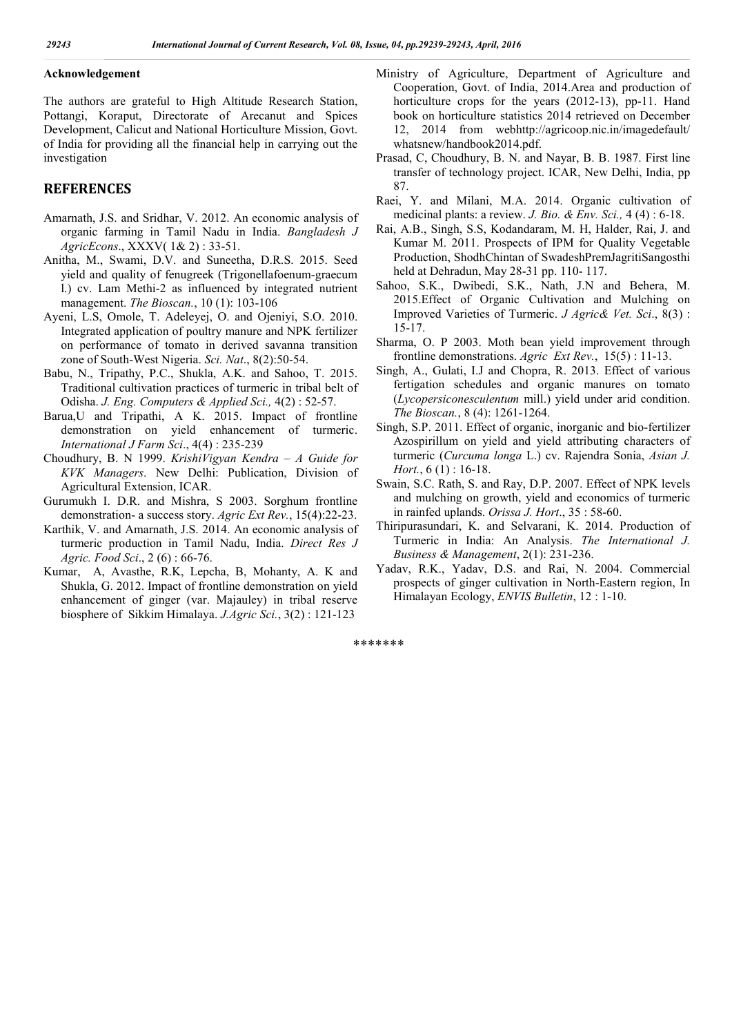## Acknowledgement

The authors are grateful to High Altitude Research Station, Pottangi, Koraput, Directorate of Arecanut and Spices Development, Calicut and National Horticulture Mission, Govt. of India for providing all the financial help in carrying out the investigation

## REFERENCES

Amarnath, J.S. and Sridhar, V. 2012. An economic analysis of organic farming in Tamil Nadu in India. *Bangladesh J AgricEcons*., XXXV( 1& 2) : 33-51.

Anitha, M., Swami, D.V. and Suneetha, D.R.S. 2015. Seed yield and quality of fenugreek (Trigonellafoenum-graecum l.) cv. Lam Methi-2 as influenced by integrated nutrient management. *The Bioscan.*, 10 (1): 103-106

Ayeni, L.S, Omole, T. Adeleyej, O. and Ojeniyi, S.O. 2010. Integrated application of poultry manure and NPK fertilizer on performance of tomato in derived savanna transition zone of South-West Nigeria. *Sci. Nat*., 8(2):50-54.

Babu, N., Tripathy, P.C., Shukla, A.K. and Sahoo, T. 2015. Traditional cultivation practices of turmeric in tribal belt of Odisha. *J. Eng. Computers & Applied Sci.,* 4(2) : 52-57.

Barua,U and Tripathi, A K. 2015. Impact of frontline demonstration on yield enhancement of turmeric. *International J Farm Sci*., 4(4) : 235-239

Choudhury, B. N 1999. *KrishiVigyan Kendra – A Guide for KVK Managers*. New Delhi: Publication, Division of Agricultural Extension, ICAR.

Gurumukh I. D.R. and Mishra, S 2003. Sorghum frontline demonstration- a success story. *Agric Ext Rev.*, 15(4):22-23.

Karthik, V. and Amarnath, J.S. 2014. An economic analysis of turmeric production in Tamil Nadu, India. *Direct Res J Agric. Food Sci*., 2 (6) : 66-76.

Kumar, A, Avasthe, R.K, Lepcha, B, Mohanty, A. K and Shukla, G. 2012. Impact of frontline demonstration on yield enhancement of ginger (var. Majauley) in tribal reserve biosphere of Sikkim Himalaya. *J.Agric Sci.*, 3(2) : 121-123

Ministry of Agriculture, Department of Agriculture and Cooperation, Govt. of India, 2014.Area and production of horticulture crops for the years (2012-13), pp-11. Hand book on horticulture statistics 2014 retrieved on December 12, 2014 from webhttp://agricoop.nic.in/imagedefault/whatsnew/handbook2014.pdf.

Prasad, C, Choudhury, B. N. and Nayar, B. B. 1987. First line transfer of technology project. ICAR, New Delhi, India, pp 87.

Raei, Y. and Milani, M.A. 2014. Organic cultivation of medicinal plants: a review. *J. Bio. & Env. Sci.,* 4 (4) : 6-18.

Rai, A.B., Singh, S.S, Kodandaram, M. H, Halder, Rai, J. and Kumar M. 2011. Prospects of IPM for Quality Vegetable Production, ShodhChintan of SwadeshPremJagritiSangosthi held at Dehradun, May 28-31 pp. 110- 117.

Sahoo, S.K., Dwibedi, S.K., Nath, J.N and Behera, M. 2015.Effect of Organic Cultivation and Mulching on Improved Varieties of Turmeric. *J Agric& Vet. Sci*., 8(3) : 15-17.

Sharma, O. P 2003. Moth bean yield improvement through frontline demonstrations. *Agric Ext Rev.*, 15(5) : 11-13.

Singh, A., Gulati, I.J and Chopra, R. 2013. Effect of various fertigation schedules and organic manures on tomato (*Lycopersiconesculentum* mill.) yield under arid condition. *The Bioscan.*, 8 (4): 1261-1264.

Singh, S.P. 2011. Effect of organic, inorganic and bio-fertilizer Azospirillum on yield and yield attributing characters of turmeric (*Curcuma longa* L.) cv. Rajendra Sonia, *Asian J. Hort.*, 6 (1) : 16-18.

Swain, S.C. Rath, S. and Ray, D.P. 2007. Effect of NPK levels and mulching on growth, yield and economics of turmeric in rainfed uplands. *Orissa J. Hort*., 35 : 58-60.

Thiripurasundari, K. and Selvarani, K. 2014. Production of Turmeric in India: An Analysis. *The International J. Business & Management*, 2(1): 231-236.

Yadav, R.K., Yadav, D.S. and Rai, N. 2004. Commercial prospects of ginger cultivation in North-Eastern region, In Himalayan Ecology, *ENVIS Bulletin*, 12 : 1-10.

\*\*\*\*\*\*\*